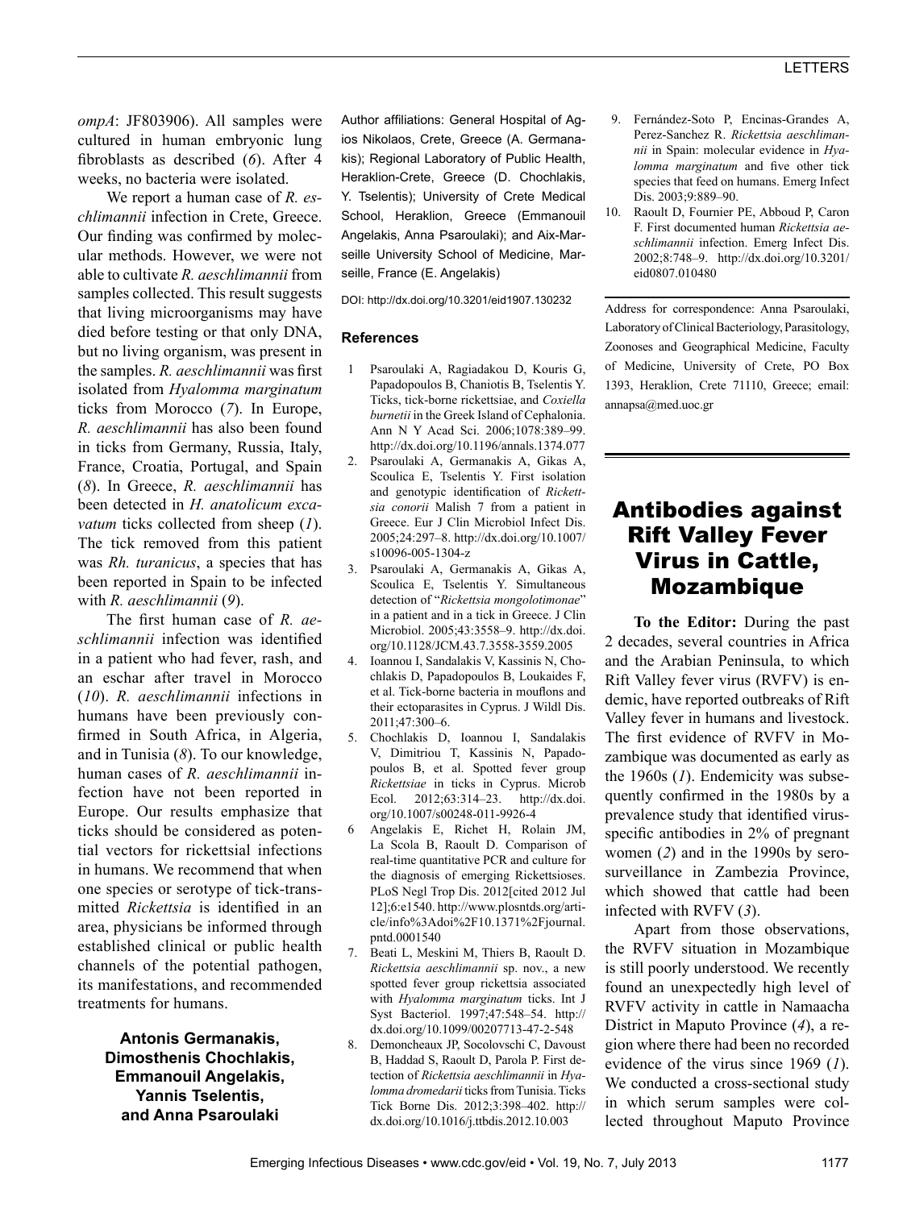*ompA*: JF803906). All samples were cultured in human embryonic lung fibroblasts as described (*6*). After 4 weeks, no bacteria were isolated.

We report a human case of *R. eschlimannii* infection in Crete, Greece. Our finding was confirmed by molecular methods. However, we were not able to cultivate *R. aeschlimannii* from samples collected. This result suggests that living microorganisms may have died before testing or that only DNA, but no living organism, was present in the samples. *R. aeschlimannii* was first isolated from *Hyalomma marginatum* ticks from Morocco (*7*). In Europe, *R. aeschlimannii* has also been found in ticks from Germany, Russia, Italy, France, Croatia, Portugal, and Spain (*8*). In Greece, *R. aeschlimannii* has been detected in *H. anatolicum excavatum* ticks collected from sheep (*1*). The tick removed from this patient was *Rh. turanicus*, a species that has been reported in Spain to be infected with *R. aeschlimannii* (*9*).

The first human case of *R. aeschlimannii* infection was identified in a patient who had fever, rash, and an eschar after travel in Morocco (*10*). *R. aeschlimannii* infections in humans have been previously confirmed in South Africa, in Algeria, and in Tunisia (*8*). To our knowledge, human cases of *R. aeschlimannii* infection have not been reported in Europe. Our results emphasize that ticks should be considered as potential vectors for rickettsial infections in humans. We recommend that when one species or serotype of tick-transmitted *Rickettsia* is identified in an area, physicians be informed through established clinical or public health channels of the potential pathogen, its manifestations, and recommended treatments for humans.

**Antonis Germanakis, Dimosthenis Chochlakis, Emmanouil Angelakis, Yannis Tselentis, and Anna Psaroulaki**

Author affiliations: General Hospital of Agios Nikolaos, Crete, Greece (A. Germanakis); Regional Laboratory of Public Health, Heraklion-Crete, Greece (D. Chochlakis, Y. Tselentis); University of Crete Medical School, Heraklion, Greece (Emmanouil Angelakis, Anna Psaroulaki); and Aix-Marseille University School of Medicine, Marseille, France (E. Angelakis)

DOI: http://dx.doi.org/10.3201/eid1907.130232

### References

1. Psaroulaki A, Ragiadakou D, Kouris G, Papadopoulos B, Chaniotis B, Tselentis Y. Ticks, tick-borne rickettsiae, and *Coxiella burnetii* in the Greek Island of Cephalonia. Ann N Y Acad Sci. 2006;1078:389–99. http://dx.doi.org/10.1196/annals.1374.077
2. Psaroulaki A, Germanakis A, Gikas A, Scoulica E, Tselentis Y. First isolation and genotypic identification of *Rickettsia conorii* Malish 7 from a patient in Greece. Eur J Clin Microbiol Infect Dis. 2005;24:297–8. http://dx.doi.org/10.1007/s10096-005-1304-z
3. Psaroulaki A, Germanakis A, Gikas A, Scoulica E, Tselentis Y. Simultaneous detection of "*Rickettsia mongolotimonae*" in a patient and in a tick in Greece. J Clin Microbiol. 2005;43:3558–9. http://dx.doi.org/10.1128/JCM.43.7.3558-3559.2005
4. Ioannou I, Sandalakis V, Kassinis N, Chochlakis D, Papadopoulos B, Loukaides F, et al. Tick-borne bacteria in mouflons and their ectoparasites in Cyprus. J Wildl Dis. 2011;47:300–6.
5. Chochlakis D, Ioannou I, Sandalakis V, Dimitriou T, Kassinis N, Papadopoulos B, et al. Spotted fever group *Rickettsiae* in ticks in Cyprus. Microb Ecol. 2012;63:314–23. http://dx.doi.org/10.1007/s00248-011-9926-4
6. Angelakis E, Richet H, Rolain JM, La Scola B, Raoult D. Comparison of real-time quantitative PCR and culture for the diagnosis of emerging Rickettsioses. PLoS Negl Trop Dis. 2012[cited 2012 Jul 12];6:e1540. http://www.plosntds.org/article/info%3Adoi%2F10.1371%2Fjournal.pntd.0001540
7. Beati L, Meskini M, Thiers B, Raoult D. *Rickettsia aeschlimannii* sp. nov., a new spotted fever group rickettsia associated with *Hyalomma marginatum* ticks. Int J Syst Bacteriol. 1997;47:548–54. http://dx.doi.org/10.1099/00207713-47-2-548
8. Demoncheaux JP, Socolovschi C, Davoust B, Haddad S, Raoult D, Parola P. First detection of *Rickettsia aeschlimannii* in *Hyalomma dromedarii* ticks from Tunisia. Ticks Tick Borne Dis. 2012;3:398–402. http://dx.doi.org/10.1016/j.ttbdis.2012.10.003
9. Fernández-Soto P, Encinas-Grandes A, Perez-Sanchez R. *Rickettsia aeschlimannii* in Spain: molecular evidence in *Hyalomma marginatum* and five other tick species that feed on humans. Emerg Infect Dis. 2003;9:889–90.
10. Raoult D, Fournier PE, Abboud P, Caron F. First documented human *Rickettsia aeschlimannii* infection. Emerg Infect Dis. 2002;8:748–9. http://dx.doi.org/10.3201/eid0807.010480

Address for correspondence: Anna Psaroulaki, Laboratory of Clinical Bacteriology, Parasitology, Zoonoses and Geographical Medicine, Faculty of Medicine, University of Crete, PO Box 1393, Heraklion, Crete 71110, Greece; email: annapsa@med.uoc.gr

# Antibodies against Rift Valley Fever Virus in Cattle, Mozambique

**To the Editor:** During the past 2 decades, several countries in Africa and the Arabian Peninsula, to which Rift Valley fever virus (RVFV) is endemic, have reported outbreaks of Rift Valley fever in humans and livestock. The first evidence of RVFV in Mozambique was documented as early as the 1960s (*1*). Endemicity was subsequently confirmed in the 1980s by a prevalence study that identified virus-specific antibodies in 2% of pregnant women (*2*) and in the 1990s by serosurveillance in Zambezia Province, which showed that cattle had been infected with RVFV (*3*).

Apart from those observations, the RVFV situation in Mozambique is still poorly understood. We recently found an unexpectedly high level of RVFV activity in cattle in Namaacha District in Maputo Province (*4*), a region where there had been no recorded evidence of the virus since 1969 (*1*). We conducted a cross-sectional study in which serum samples were collected throughout Maputo Province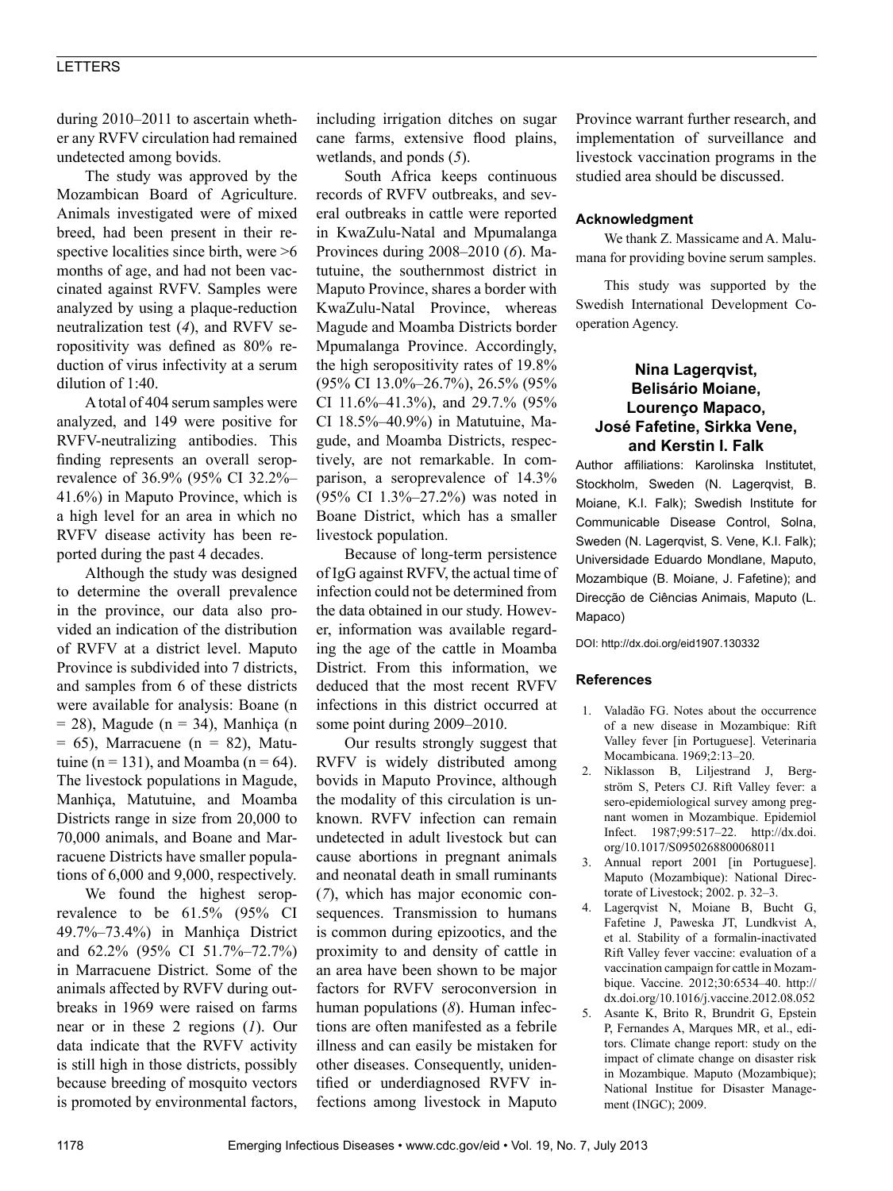during 2010–2011 to ascertain whether any RVFV circulation had remained undetected among bovids.

The study was approved by the Mozambican Board of Agriculture. Animals investigated were of mixed breed, had been present in their respective localities since birth, were >6 months of age, and had not been vaccinated against RVFV. Samples were analyzed by using a plaque-reduction neutralization test (*4*), and RVFV seropositivity was defined as 80% reduction of virus infectivity at a serum dilution of 1:40.

A total of 404 serum samples were analyzed, and 149 were positive for RVFV-neutralizing antibodies. This finding represents an overall seroprevalence of 36.9% (95% CI 32.2%–41.6%) in Maputo Province, which is a high level for an area in which no RVFV disease activity has been reported during the past 4 decades.

Although the study was designed to determine the overall prevalence in the province, our data also provided an indication of the distribution of RVFV at a district level. Maputo Province is subdivided into 7 districts, and samples from 6 of these districts were available for analysis: Boane (n = 28), Magude (n = 34), Manhiça (n = 65), Marracuene (n = 82), Matutuine (n = 131), and Moamba (n = 64). The livestock populations in Magude, Manhiça, Matutuine, and Moamba Districts range in size from 20,000 to 70,000 animals, and Boane and Marracuene Districts have smaller populations of 6,000 and 9,000, respectively.

We found the highest seroprevalence to be 61.5% (95% CI 49.7%–73.4%) in Manhiça District and 62.2% (95% CI 51.7%–72.7%) in Marracuene District. Some of the animals affected by RVFV during outbreaks in 1969 were raised on farms near or in these 2 regions (*1*). Our data indicate that the RVFV activity is still high in those districts, possibly because breeding of mosquito vectors is promoted by environmental factors, including irrigation ditches on sugar cane farms, extensive flood plains, wetlands, and ponds (*5*).

South Africa keeps continuous records of RVFV outbreaks, and several outbreaks in cattle were reported in KwaZulu-Natal and Mpumalanga Provinces during 2008–2010 (*6*). Matutuine, the southernmost district in Maputo Province, shares a border with KwaZulu-Natal Province, whereas Magude and Moamba Districts border Mpumalanga Province. Accordingly, the high seropositivity rates of 19.8% (95% CI 13.0%–26.7%), 26.5% (95% CI 11.6%–41.3%), and 29.7.% (95% CI 18.5%–40.9%) in Matutuine, Magude, and Moamba Districts, respectively, are not remarkable. In comparison, a seroprevalence of 14.3% (95% CI 1.3%–27.2%) was noted in Boane District, which has a smaller livestock population.

Because of long-term persistence of IgG against RVFV, the actual time of infection could not be determined from the data obtained in our study. However, information was available regarding the age of the cattle in Moamba District. From this information, we deduced that the most recent RVFV infections in this district occurred at some point during 2009–2010.

Our results strongly suggest that RVFV is widely distributed among bovids in Maputo Province, although the modality of this circulation is unknown. RVFV infection can remain undetected in adult livestock but can cause abortions in pregnant animals and neonatal death in small ruminants (*7*), which has major economic consequences. Transmission to humans is common during epizootics, and the proximity to and density of cattle in an area have been shown to be major factors for RVFV seroconversion in human populations (*8*). Human infections are often manifested as a febrile illness and can easily be mistaken for other diseases. Consequently, unidentified or underdiagnosed RVFV infections among livestock in Maputo Province warrant further research, and implementation of surveillance and livestock vaccination programs in the studied area should be discussed.

### Acknowledgment

We thank Z. Massicame and A. Malumana for providing bovine serum samples.

This study was supported by the Swedish International Development Cooperation Agency.

**Nina Lagerqvist, Belisário Moiane, Lourenço Mapaco, José Fafetine, Sirkka Vene, and Kerstin I. Falk**

Author affiliations: Karolinska Institutet, Stockholm, Sweden (N. Lagerqvist, B. Moiane, K.I. Falk); Swedish Institute for Communicable Disease Control, Solna, Sweden (N. Lagerqvist, S. Vene, K.I. Falk); Universidade Eduardo Mondlane, Maputo, Mozambique (B. Moiane, J. Fafetine); and Direcção de Ciências Animais, Maputo (L. Mapaco)

DOI: http://dx.doi.org/eid1907.130332

### References

1. Valadão FG. Notes about the occurrence of a new disease in Mozambique: Rift Valley fever [in Portuguese]. Veterinaria Mocambicana. 1969;2:13–20.
2. Niklasson B, Liljestrand J, Bergström S, Peters CJ. Rift Valley fever: a sero-epidemiological survey among pregnant women in Mozambique. Epidemiol Infect. 1987;99:517–22. http://dx.doi.org/10.1017/S0950268800068011
3. Annual report 2001 [in Portuguese]. Maputo (Mozambique): National Directorate of Livestock; 2002. p. 32–3.
4. Lagerqvist N, Moiane B, Bucht G, Fafetine J, Paweska JT, Lundkvist A, et al. Stability of a formalin-inactivated Rift Valley fever vaccine: evaluation of a vaccination campaign for cattle in Mozambique. Vaccine. 2012;30:6534–40. http://dx.doi.org/10.1016/j.vaccine.2012.08.052
5. Asante K, Brito R, Brundrit G, Epstein P, Fernandes A, Marques MR, et al., editors. Climate change report: study on the impact of climate change on disaster risk in Mozambique. Maputo (Mozambique); National Institue for Disaster Management (INGC); 2009.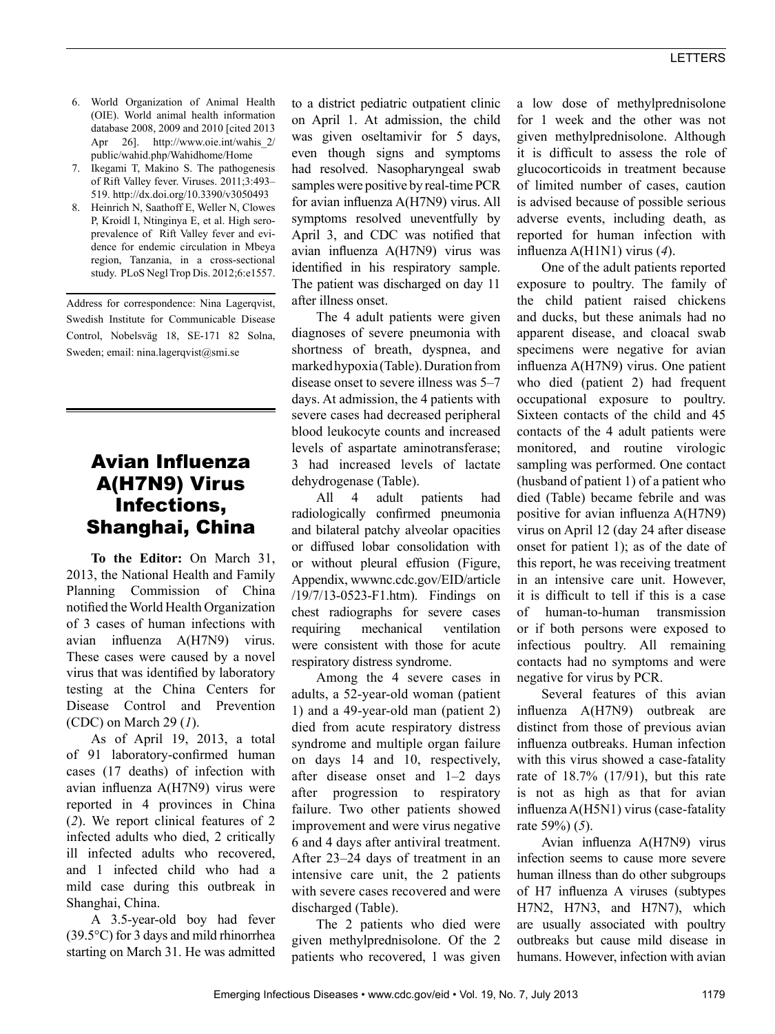6. World Organization of Animal Health (OIE). World animal health information database 2008, 2009 and 2010 [cited 2013 Apr 26]. http://www.oie.int/wahis_2/public/wahid.php/Wahidhome/Home
7. Ikegami T, Makino S. The pathogenesis of Rift Valley fever. Viruses. 2011;3:493–519. http://dx.doi.org/10.3390/v3050493
8. Heinrich N, Saathoff E, Weller N, Clowes P, Kroidl I, Ntinginya E, et al. High seroprevalence of Rift Valley fever and evidence for endemic circulation in Mbeya region, Tanzania, in a cross-sectional study. PLoS Negl Trop Dis. 2012;6:e1557.

Address for correspondence: Nina Lagerqvist, Swedish Institute for Communicable Disease Control, Nobelsväg 18, SE-171 82 Solna, Sweden; email: nina.lagerqvist@smi.se

# Avian Influenza A(H7N9) Virus Infections, Shanghai, China

**To the Editor:** On March 31, 2013, the National Health and Family Planning Commission of China notified the World Health Organization of 3 cases of human infections with avian influenza A(H7N9) virus. These cases were caused by a novel virus that was identified by laboratory testing at the China Centers for Disease Control and Prevention (CDC) on March 29 (*1*).

As of April 19, 2013, a total of 91 laboratory-confirmed human cases (17 deaths) of infection with avian influenza A(H7N9) virus were reported in 4 provinces in China (*2*). We report clinical features of 2 infected adults who died, 2 critically ill infected adults who recovered, and 1 infected child who had a mild case during this outbreak in Shanghai, China.

A 3.5-year-old boy had fever (39.5°C) for 3 days and mild rhinorrhea starting on March 31. He was admitted to a district pediatric outpatient clinic on April 1. At admission, the child was given oseltamivir for 5 days, even though signs and symptoms had resolved. Nasopharyngeal swab samples were positive by real-time PCR for avian influenza A(H7N9) virus. All symptoms resolved uneventfully by April 3, and CDC was notified that avian influenza A(H7N9) virus was identified in his respiratory sample. The patient was discharged on day 11 after illness onset.

The 4 adult patients were given diagnoses of severe pneumonia with shortness of breath, dyspnea, and marked hypoxia (Table). Duration from disease onset to severe illness was 5–7 days. At admission, the 4 patients with severe cases had decreased peripheral blood leukocyte counts and increased levels of aspartate aminotransferase; 3 had increased levels of lactate dehydrogenase (Table).

All 4 adult patients had radiologically confirmed pneumonia and bilateral patchy alveolar opacities or diffused lobar consolidation with or without pleural effusion (Figure, Appendix, wwwnc.cdc.gov/EID/article/19/7/13-0523-F1.htm). Findings on chest radiographs for severe cases requiring mechanical ventilation were consistent with those for acute respiratory distress syndrome.

Among the 4 severe cases in adults, a 52-year-old woman (patient 1) and a 49-year-old man (patient 2) died from acute respiratory distress syndrome and multiple organ failure on days 14 and 10, respectively, after disease onset and 1–2 days after progression to respiratory failure. Two other patients showed improvement and were virus negative 6 and 4 days after antiviral treatment. After 23–24 days of treatment in an intensive care unit, the 2 patients with severe cases recovered and were discharged (Table).

The 2 patients who died were given methylprednisolone. Of the 2 patients who recovered, 1 was given a low dose of methylprednisolone for 1 week and the other was not given methylprednisolone. Although it is difficult to assess the role of glucocorticoids in treatment because of limited number of cases, caution is advised because of possible serious adverse events, including death, as reported for human infection with influenza A(H1N1) virus (*4*).

One of the adult patients reported exposure to poultry. The family of the child patient raised chickens and ducks, but these animals had no apparent disease, and cloacal swab specimens were negative for avian influenza A(H7N9) virus. One patient who died (patient 2) had frequent occupational exposure to poultry. Sixteen contacts of the child and 45 contacts of the 4 adult patients were monitored, and routine virologic sampling was performed. One contact (husband of patient 1) of a patient who died (Table) became febrile and was positive for avian influenza A(H7N9) virus on April 12 (day 24 after disease onset for patient 1); as of the date of this report, he was receiving treatment in an intensive care unit. However, it is difficult to tell if this is a case of human-to-human transmission or if both persons were exposed to infectious poultry. All remaining contacts had no symptoms and were negative for virus by PCR.

Several features of this avian influenza A(H7N9) outbreak are distinct from those of previous avian influenza outbreaks. Human infection with this virus showed a case-fatality rate of 18.7% (17/91), but this rate is not as high as that for avian influenza A(H5N1) virus (case-fatality rate 59%) (*5*).

Avian influenza A(H7N9) virus infection seems to cause more severe human illness than do other subgroups of H7 influenza A viruses (subtypes H7N2, H7N3, and H7N7), which are usually associated with poultry outbreaks but cause mild disease in humans. However, infection with avian